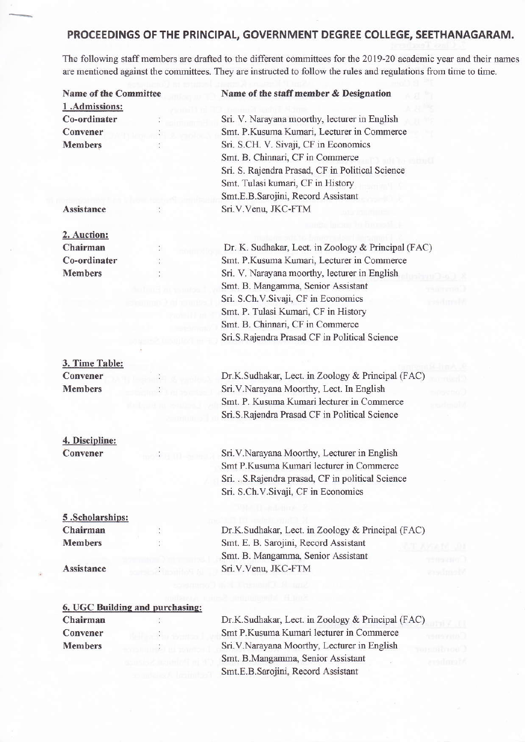## PROCEEDINGS OF THE PRINCIPAL, GOVERNMENT DEGREE COLLEGE, SEETHANAGARAM.

The following staff members are drafted to the different committees for the 2019-20 academic year and their names are mentioned against the committees. They are instructed to follow the rules and regulations from time to time.

| Name of the Committee | | Name of the staff member & Designation |
|---|---|---|
| **1 .Admissions:** | | |
| **Co-ordinater** | : | Sri. V. Narayana moorthy, lecturer in English |
| **Convener** | : | Smt. P.Kusuma Kumari, Lecturer in Commerce |
| **Members** | : | Sri. S.CH. V. Sivaji, CF in Economics |
| | | Smt. B. Chinnari, CF in Commerce |
| | | Sri. S. Rajendra Prasad, CF in Political Science |
| | | Smt. Tulasi kumari, CF in History |
| | | Smt.E.B.Sarojini, Record Assistant |
| **Assistance** | : | Sri.V.Venu, JKC-FTM |
| **2. Auction:** | | |
| **Chairman** | : | Dr. K. Sudhakar, Lect. in Zoology & Principal (FAC) |
| **Co-ordinater** | : | Smt. P.Kusuma Kumari, Lecturer in Commerce |
| **Members** | : | Sri. V. Narayana moorthy, lecturer in English |
| | | Smt. B. Mangamma, Senior Assistant |
| | | Sri. S.Ch.V.Sivaji, CF in Economics |
| | | Smt. P. Tulasi Kumari, CF in History |
| | | Smt. B. Chinnari, CF in Commerce |
| | | Sri.S.Rajendra Prasad CF in Political Science |
| **3. Time Table:** | | |
| **Convener** | : | Dr.K.Sudhakar, Lect. in Zoology & Principal (FAC) |
| **Members** | : | Sri.V.Narayana Moorthy, Lect. In English |
| | | Smt. P. Kusuma Kumari lecturer in Commerce |
| | | Sri.S.Rajendra Prasad CF in Political Science |
| **4. Discipline:** | | |
| **Convener** | : | Sri.V.Narayana Moorthy, Lecturer in English |
| | | Smt P.Kusuma Kumari lecturer in Commerce |
| | | Sri. . S.Rajendra prasad, CF in political Science |
| | | Sri. S.Ch.V.Sivaji, CF in Economics |
| **5 .Scholarships:** | | |
| **Chairman** | : | Dr.K.Sudhakar, Lect. in Zoology & Principal (FAC) |
| **Members** | : | Smt. E. B. Sarojini, Record Assistant |
| | | Smt. B. Mangamma, Senior Assistant |
| **Assistance** | : | Sri.V.Venu, JKC-FTM |
| **6. UGC Building and purchasing:** | | |
| **Chairman** | : | Dr.K.Sudhakar, Lect. in Zoology & Principal (FAC) |
| **Convener** | : | Smt P.Kusuma Kumari lecturer in Commerce |
| **Members** | : | Sri.V.Narayana Moorthy, Lecturer in English |
| | | Smt. B.Mangamma, Senior Assistant |
| | | Smt.E.B.Sarojini, Record Assistant |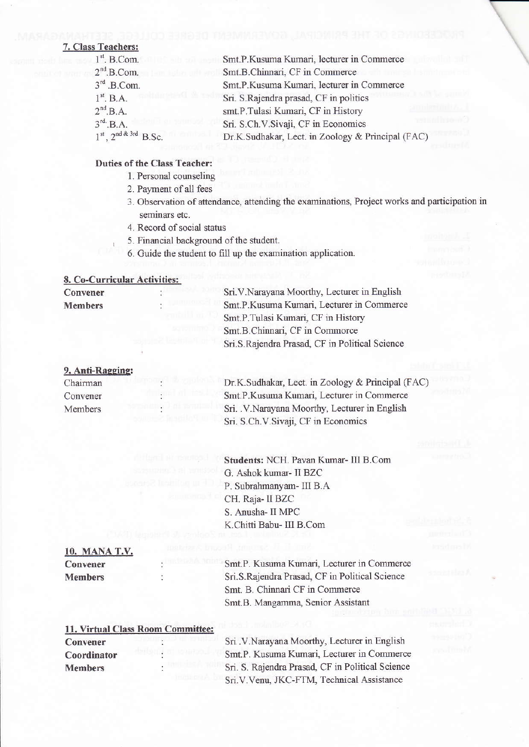## 7. Class Teachers:

| | |
|---|---|
| 1st. B.Com. | Smt.P.Kusuma Kumari, lecturer in Commerce |
| 2nd.B.Com. | Smt.B.Chinnari, CF in Commerce |
| 3rd .B.Com. | Smt.P.Kusuma Kumari, lecturer in Commerce |
| 1st. B.A. | Sri. S.Rajendra prasad, CF in politics |
| 2nd.B.A. | smt.P.Tulasi Kumari, CF in History |
| 3rd. B.A. | Sri. S.Ch.V.Sivaji, CF in Economics |
| 1st, 2nd & 3rd B.Sc. | Dr.K.Sudhakar, Lect. in Zoology & Principal (FAC) |

**Duties of the Class Teacher:**

1. Personal counseling
2. Payment of all fees
3. Observation of attendance, attending the examinations, Project works and participation in seminars etc.
4. Record of social status
5. Financial background of the student.
6. Guide the student to fill up the examination application.

## 8. Co-Curricular Activities:

**Convener** : Sri.V.Narayana Moorthy, Lecturer in English

**Members** : Smt.P.Kusuma Kumari, Lecturer in Commerce
Smt.P.Tulasi Kumari, CF in History
Smt.B.Chinnari, CF in Commorce
Sri.S.Rajendra Prasad, CF in Political Science

## 9. Anti-Ragging:

Chairman : Dr.K.Sudhakar, Lect. in Zoology & Principal (FAC)

Convener : Smt.P.Kusuma Kumari, Lecturer in Commerce

Members : Sri. .V.Narayana Moorthy, Lecturer in English
Sri. S.Ch.V.Sivaji, CF in Economics

Students: NCH. Pavan Kumar- III B.Com
G. Ashok kumar- II BZC
P. Subrahmanyam- III B.A
CH. Raja- II BZC
S. Anusha- II MPC
K.Chitti Babu- III B.Com

## 10. MANA T.V.

**Convener** : Smt.P. Kusuma Kumari, Lecturer in Commerce

**Members** : Sri.S.Rajendra Prasad, CF in Political Science
Smt. B. Chinnari CF in Commerce
Smt.B. Mangamma, Senior Assistant

## 11. Virtual Class Room Committee:

**Convener** : Sri .V.Narayana Moorthy, Lecturer in English

**Coordinator** : Smt.P. Kusuma Kumari, Lecturer in Commerce

**Members** : Sri. S. Rajendra Prasad, CF in Political Science
Sri.V.Venu, JKC-FTM, Technical Assistance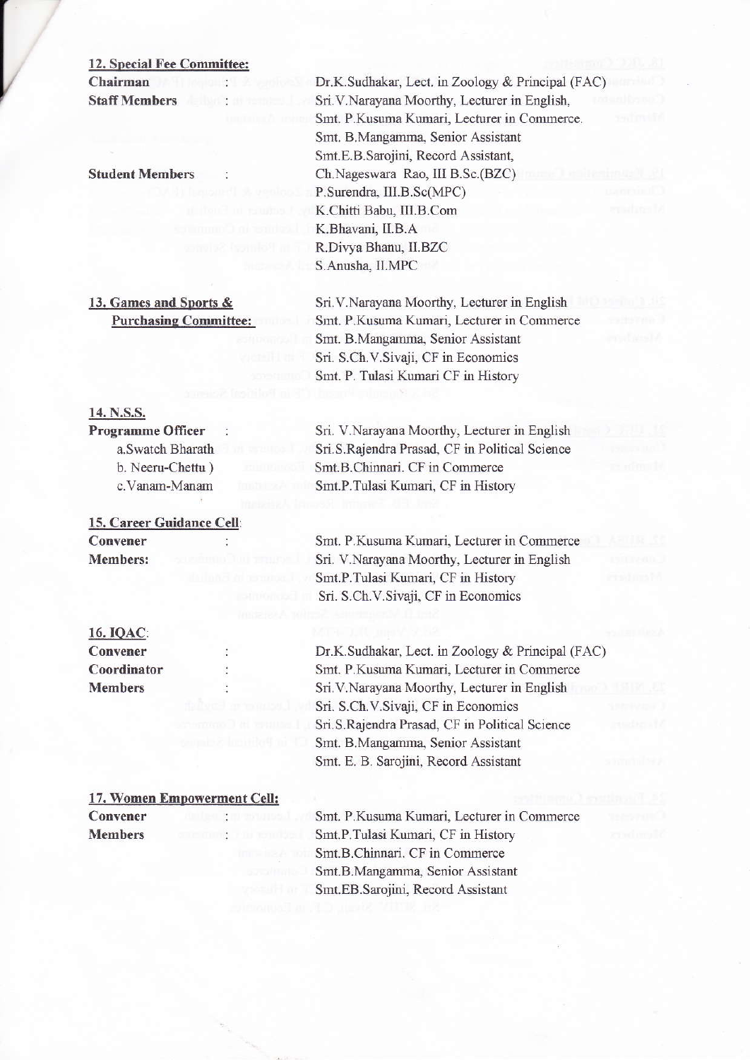**12. Special Fee Committee:**

**Chairman** : Dr.K.Sudhakar, Lect. in Zoology & Principal (FAC)

**Staff Members** : Sri.V.Narayana Moorthy, Lecturer in English,
Smt. P.Kusuma Kumari, Lecturer in Commerce.
Smt. B.Mangamma, Senior Assistant
Smt.E.B.Sarojini, Record Assistant,

**Student Members** : Ch.Nageswara Rao, III B.Sc.(BZC)
P.Surendra, III.B.Sc(MPC)
K.Chitti Babu, III.B.Com
K.Bhavani, II.B.A
R.Divya Bhanu, II.BZC
S.Anusha, II.MPC

**13. Games and Sports & Purchasing Committee:**

Sri.V.Narayana Moorthy, Lecturer in English
Smt. P.Kusuma Kumari, Lecturer in Commerce
Smt. B.Mangamma, Senior Assistant
Sri. S.Ch.V.Sivaji, CF in Economics
Smt. P. Tulasi Kumari CF in History

**14. N.S.S.**

**Programme Officer** : Sri. V.Narayana Moorthy, Lecturer in English

a.Swatch Bharath — Sri.S.Rajendra Prasad, CF in Political Science
b. Neeru-Chettu ) — Smt.B.Chinnari. CF in Commerce
c.Vanam-Manam — Smt.P.Tulasi Kumari, CF in History

**15. Career Guidance Cell:**

**Convener** : Smt. P.Kusuma Kumari, Lecturer in Commerce

**Members:** Sri. V.Narayana Moorthy, Lecturer in English
Smt.P.Tulasi Kumari, CF in History
Sri. S.Ch.V.Sivaji, CF in Economics

**16. IQAC:**

**Convener** : Dr.K.Sudhakar, Lect. in Zoology & Principal (FAC)

**Coordinator** : Smt. P.Kusuma Kumari, Lecturer in Commerce

**Members** : Sri.V.Narayana Moorthy, Lecturer in English
Sri. S.Ch.V.Sivaji, CF in Economics
Sri.S.Rajendra Prasad, CF in Political Science
Smt. B.Mangamma, Senior Assistant
Smt. E. B. Sarojini, Record Assistant

**17. Women Empowerment Cell:**

**Convener** : Smt. P.Kusuma Kumari, Lecturer in Commerce

**Members** : Smt.P.Tulasi Kumari, CF in History
Smt.B.Chinnari. CF in Commerce
Smt.B.Mangamma, Senior Assistant
Smt.EB.Sarojini, Record Assistant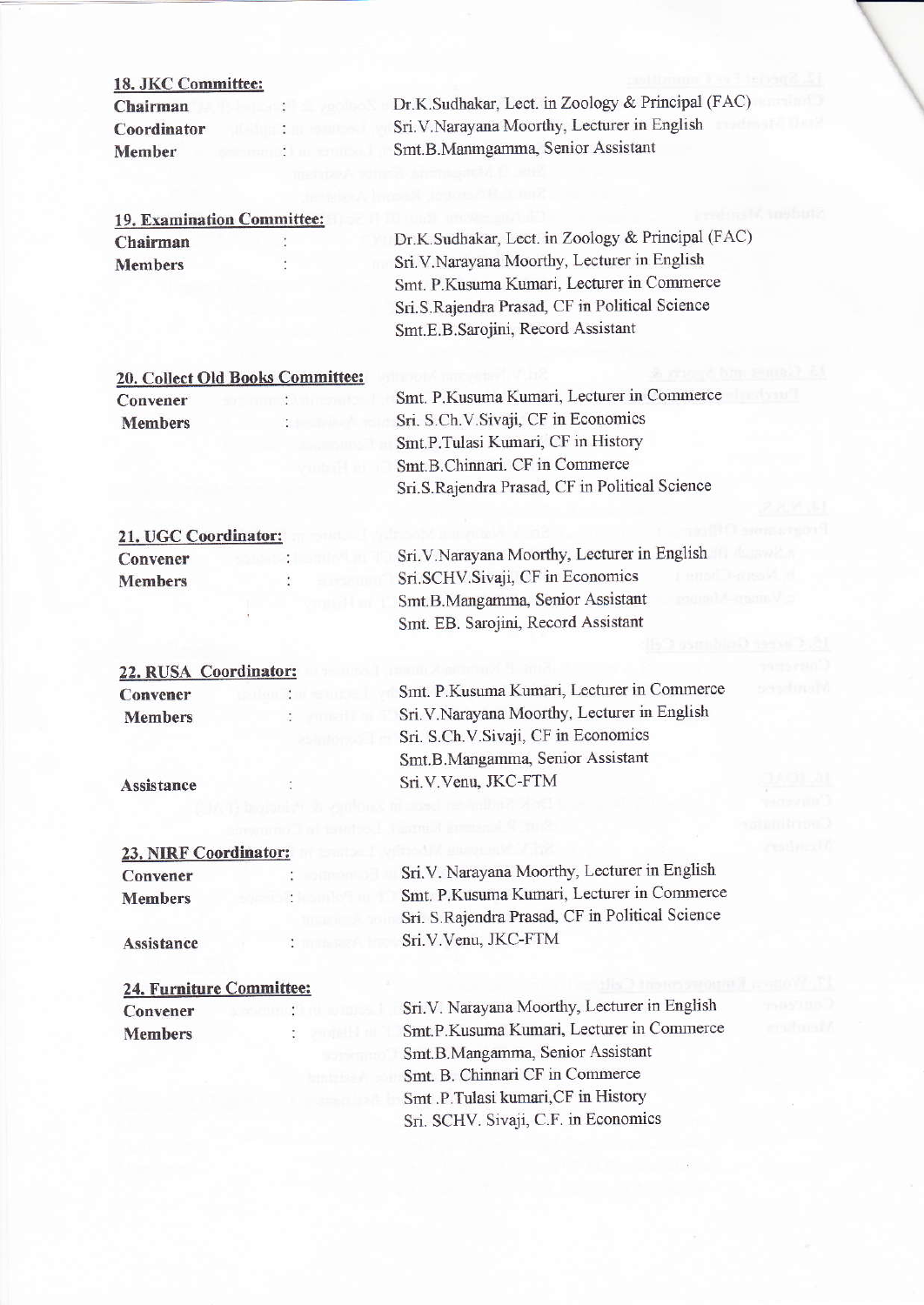**18. JKC Committee:**

Chairman : Dr.K.Sudhakar, Lect. in Zoology & Principal (FAC)
Coordinator : Sri.V.Narayana Moorthy, Lecturer in English
Member : Smt.B.Manmgamma, Senior Assistant

**19. Examination Committee:**

Chairman : Dr.K.Sudhakar, Lect. in Zoology & Principal (FAC)
Members : Sri.V.Narayana Moorthy, Lecturer in English
Smt. P.Kusuma Kumari, Lecturer in Commerce
Sri.S.Rajendra Prasad, CF in Political Science
Smt.E.B.Sarojini, Record Assistant

**20. Collect Old Books Committee:**

Convener : Smt. P.Kusuma Kumari, Lecturer in Commerce
Members : Sri. S.Ch.V.Sivaji, CF in Economics
Smt.P.Tulasi Kumari, CF in History
Smt.B.Chinnari. CF in Commerce
Sri.S.Rajendra Prasad, CF in Political Science

**21. UGC Coordinator:**

Convener : Sri.V.Narayana Moorthy, Lecturer in English
Members : Sri.SCHV.Sivaji, CF in Economics
Smt.B.Mangamma, Senior Assistant
Smt. EB. Sarojini, Record Assistant

**22. RUSA Coordinator:**

Convener : Smt. P.Kusuma Kumari, Lecturer in Commerce
Members : Sri.V.Narayana Moorthy, Lecturer in English
Sri. S.Ch.V.Sivaji, CF in Economics
Smt.B.Mangamma, Senior Assistant
Assistance : Sri.V.Venu, JKC-FTM

**23. NIRF Coordinator:**

Convener : Sri.V. Narayana Moorthy, Lecturer in English
Members : Smt. P.Kusuma Kumari, Lecturer in Commerce
Sri. S.Rajendra Prasad, CF in Political Science
Assistance : Sri.V.Venu, JKC-FTM

**24. Furniture Committee:**

Convener : Sri.V. Narayana Moorthy, Lecturer in English
Members : Smt.P.Kusuma Kumari, Lecturer in Commerce
Smt.B.Mangamma, Senior Assistant
Smt. B. Chinnari CF in Commerce
Smt .P.Tulasi kumari,CF in History
Sri. SCHV. Sivaji, C.F. in Economics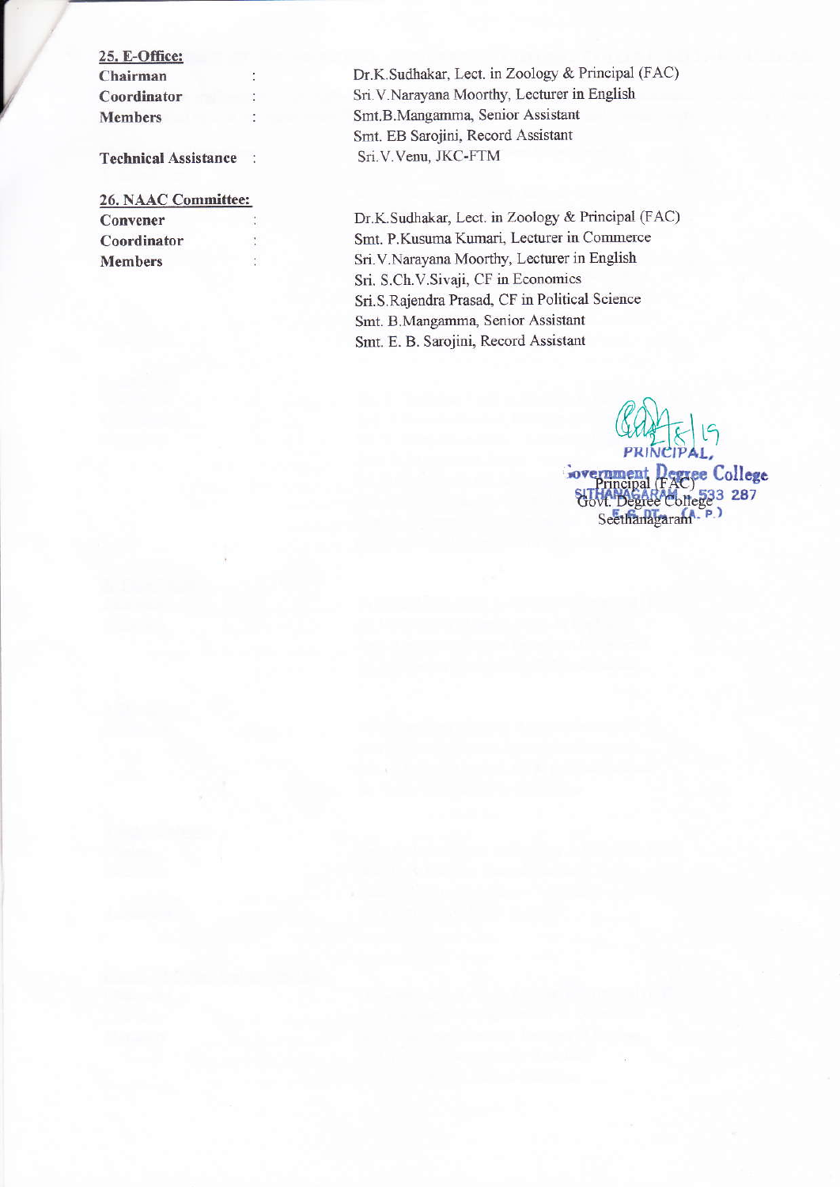## 25. E-Office:

| | | |
|---|---|---|
| **Chairman** | : | Dr.K.Sudhakar, Lect. in Zoology & Principal (FAC) |
| **Coordinator** | : | Sri.V.Narayana Moorthy, Lecturer in English |
| **Members** | : | Smt.B.Mangamma, Senior Assistant |
| | | Smt. EB Sarojini, Record Assistant |
| **Technical Assistance** | : | Sri.V.Venu, JKC-FTM |

## 26. NAAC Committee:

| | | |
|---|---|---|
| **Convener** | : | Dr.K.Sudhakar, Lect. in Zoology & Principal (FAC) |
| **Coordinator** | : | Smt. P.Kusuma Kumari, Lecturer in Commerce |
| **Members** | : | Sri.V.Narayana Moorthy, Lecturer in English |
| | | Sri. S.Ch.V.Sivaji, CF in Economics |
| | | Sri.S.Rajendra Prasad, CF in Political Science |
| | | Smt. B.Mangamma, Senior Assistant |
| | | Smt. E. B. Sarojini, Record Assistant |

2/8/19

PRINCIPAL,
Government Degree College
SITHANAGARAM - 533 287
E.G. DT., (A. P.)

Principal (FAC)
Govt. Degree College
Seethanagaram